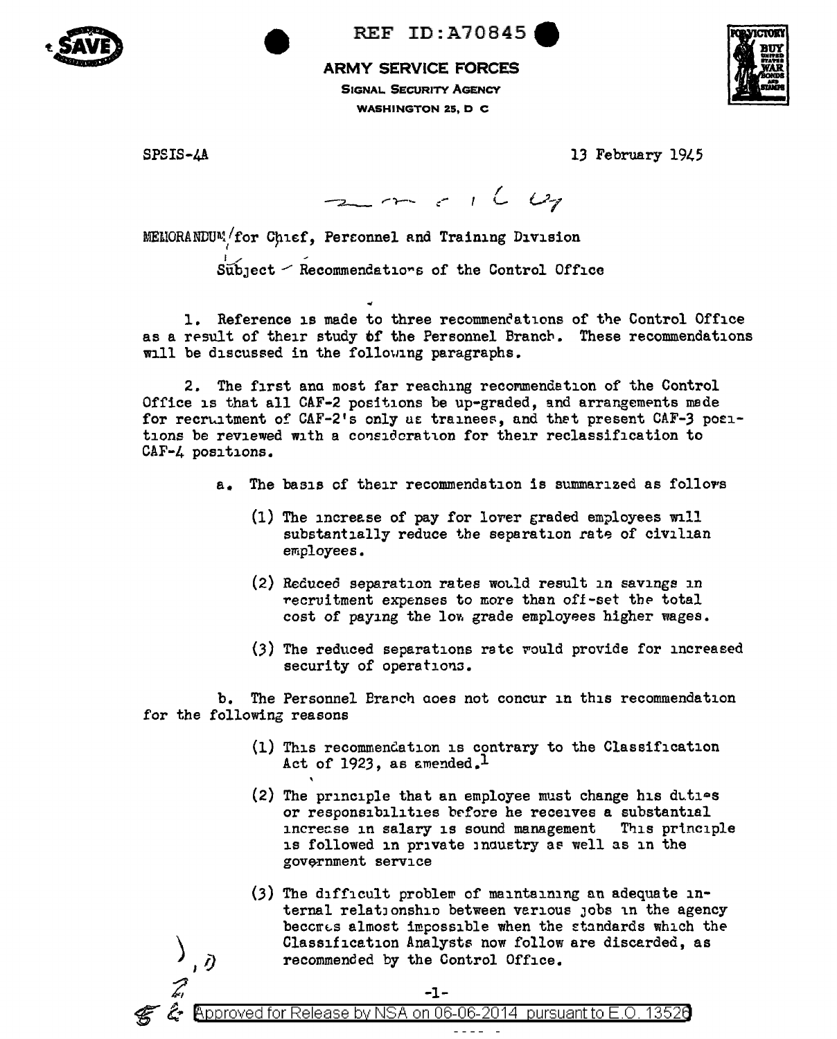REF ID:A70845

**ARMY SERVICE FORCES**

**SIGNAL SECURITY AGENCY**

**WASHINGTON 25, D C**

SPSIS-4A

13 February 1945

MEMORANDUM for Chief, Personnel and Training Division

Subject Recommendations of the Control Office

1. Reference is made to three recommendations of the Control Office as a result of their study of the Personnel Branch. These recommendations will be discussed in the following paragraphs.

2. The first and most far reaching recommendation of the Control Office is that all CAF-2 positions be up-graded, and arrangements made for recruitment of CAF-2's only as trainees, and that present CAF-3 positions be reviewed with a consideration for their reclassification to CAF-4 positions.

   a. The basis of their recommendation is summarized as follows

      (1) The increase of pay for lower graded employees will substantially reduce the separation rate of civilian employees.

      (2) Reduced separation rates would result in savings in recruitment expenses to more than off-set the total cost of paying the low grade employees higher wages.

      (3) The reduced separations rate would provide for increased security of operations.

   b. The Personnel Branch does not concur in this recommendation for the following reasons

      (1) This recommendation is contrary to the Classification Act of 1923, as amended.[1]

      (2) The principle that an employee must change his duties or responsibilities before he receives a substantial increase in salary is sound management This principle is followed in private industry as well as in the government service

      (3) The difficult problem of maintaining an adequate internal relationship between various jobs in the agency becomes almost impossible when the standards which the Classification Analysts now follow are discarded, as recommended by the Control Office.

Approved for Release by NSA on 06-06-2014 pursuant to E.O. 13526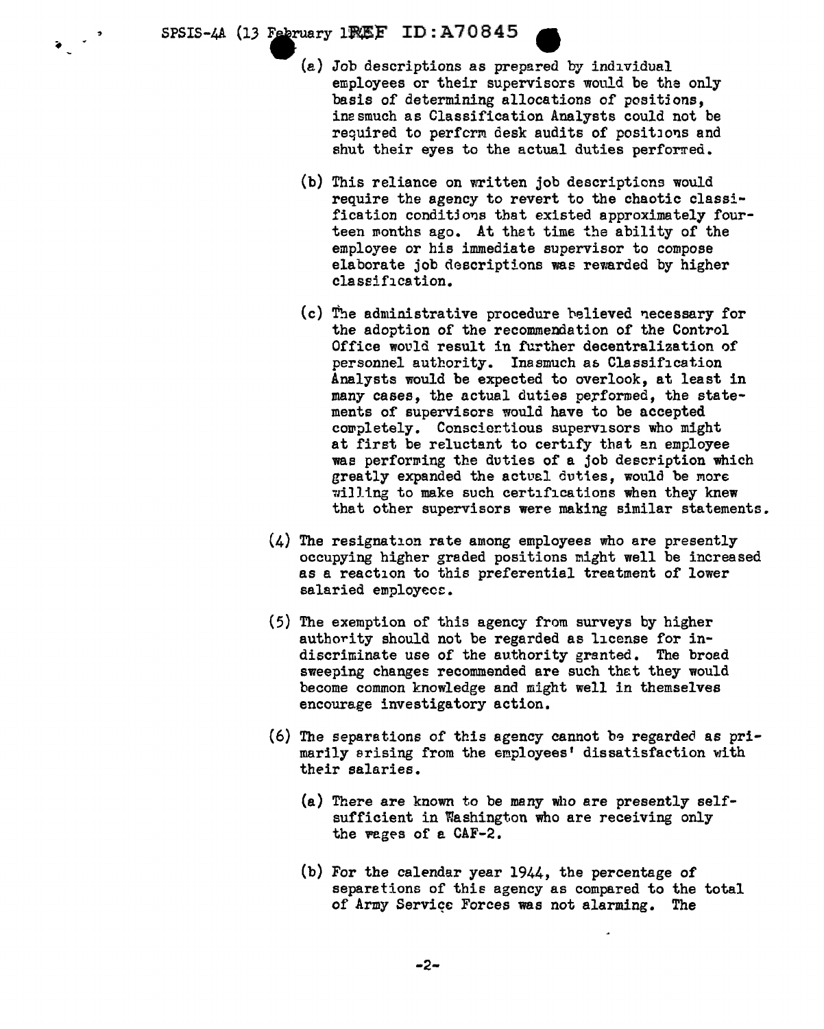(a) Job descriptions as prepared by individual employees or their supervisors would be the only basis of determining allocations of positions, inasmuch as Classification Analysts could not be required to perform desk audits of positions and shut their eyes to the actual duties performed.

(b) This reliance on written job descriptions would require the agency to revert to the chaotic classification conditions that existed approximately fourteen months ago. At that time the ability of the employee or his immediate supervisor to compose elaborate job descriptions was rewarded by higher classification.

(c) The administrative procedure believed necessary for the adoption of the recommendation of the Control Office would result in further decentralization of personnel authority. Inasmuch as Classification Analysts would be expected to overlook, at least in many cases, the actual duties performed, the statements of supervisors would have to be accepted completely. Conscientious supervisors who might at first be reluctant to certify that an employee was performing the duties of a job description which greatly expanded the actual duties, would be more willing to make such certifications when they knew that other supervisors were making similar statements.

(4) The resignation rate among employees who are presently occupying higher graded positions might well be increased as a reaction to this preferential treatment of lower salaried employees.

(5) The exemption of this agency from surveys by higher authority should not be regarded as license for indiscriminate use of the authority granted. The broad sweeping changes recommended are such that they would become common knowledge and might well in themselves encourage investigatory action.

(6) The separations of this agency cannot be regarded as primarily arising from the employees' dissatisfaction with their salaries.

(a) There are known to be many who are presently self-sufficient in Washington who are receiving only the wages of a CAF-2.

(b) For the calendar year 1944, the percentage of separations of this agency as compared to the total of Army Service Forces was not alarming. The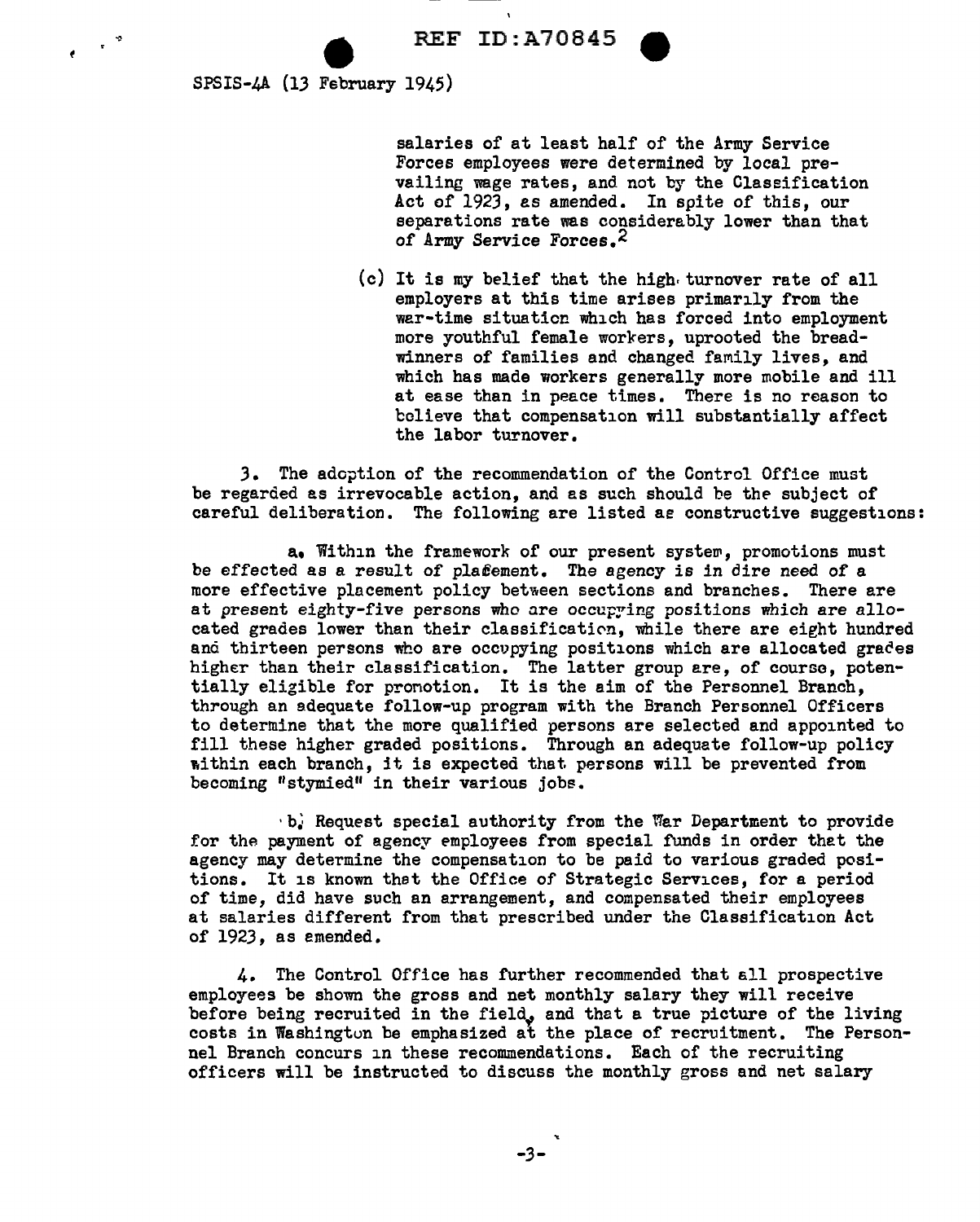REF ID:A70845

SPSIS-4A (13 February 1945)

salaries of at least half of the Army Service Forces employees were determined by local prevailing wage rates, and not by the Classification Act of 1923, as amended. In spite of this, our separations rate was considerably lower than that of Army Service Forces.[2]

(c) It is my belief that the high turnover rate of all employers at this time arises primarily from the war-time situation which has forced into employment more youthful female workers, uprooted the breadwinners of families and changed family lives, and which has made workers generally more mobile and ill at ease than in peace times. There is no reason to believe that compensation will substantially affect the labor turnover.

3. The adoption of the recommendation of the Control Office must be regarded as irrevocable action, and as such should be the subject of careful deliberation. The following are listed as constructive suggestions:

a. Within the framework of our present system, promotions must be effected as a result of placement. The agency is in dire need of a more effective placement policy between sections and branches. There are at present eighty-five persons who are occupying positions which are allocated grades lower than their classification, while there are eight hundred and thirteen persons who are occupying positions which are allocated grades higher than their classification. The latter group are, of course, potentially eligible for promotion. It is the aim of the Personnel Branch, through an adequate follow-up program with the Branch Personnel Officers to determine that the more qualified persons are selected and appointed to fill these higher graded positions. Through an adequate follow-up policy within each branch, it is expected that persons will be prevented from becoming "stymied" in their various jobs.

b. Request special authority from the War Department to provide for the payment of agency employees from special funds in order that the agency may determine the compensation to be paid to various graded positions. It is known that the Office of Strategic Services, for a period of time, did have such an arrangement, and compensated their employees at salaries different from that prescribed under the Classification Act of 1923, as amended.

4. The Control Office has further recommended that all prospective employees be shown the gross and net monthly salary they will receive before being recruited in the field, and that a true picture of the living costs in Washington be emphasized at the place of recruitment. The Personnel Branch concurs in these recommendations. Each of the recruiting officers will be instructed to discuss the monthly gross and net salary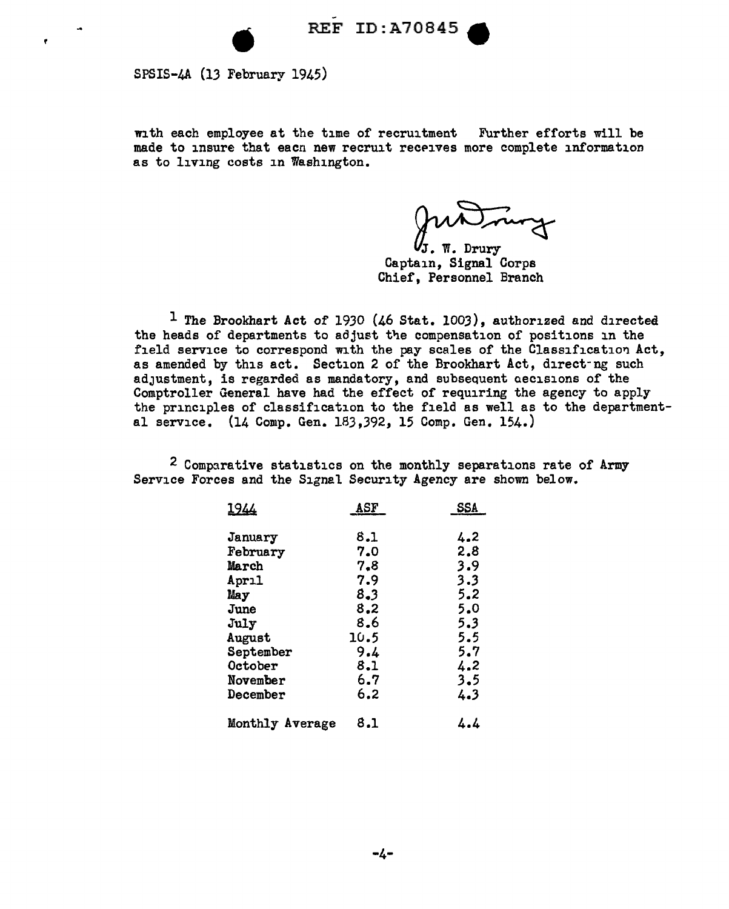SPSIS-4A (13 February 1945)

with each employee at the time of recruitment  Further efforts will be made to insure that each new recruit receives more complete information as to living costs in Washington.

J. W. Drury
Captain, Signal Corps
Chief, Personnel Branch

[1] The Brookhart Act of 1930 (46 Stat. 1003), authorized and directed the heads of departments to adjust the compensation of positions in the field service to correspond with the pay scales of the Classification Act, as amended by this act. Section 2 of the Brookhart Act, directing such adjustment, is regarded as mandatory, and subsequent decisions of the Comptroller General have had the effect of requiring the agency to apply the principles of classification to the field as well as to the departmental service. (14 Comp. Gen. 183,392, 15 Comp. Gen. 154.)

[2] Comparative statistics on the monthly separations rate of Army Service Forces and the Signal Security Agency are shown below.

| 1944 | ASF | SSA |
|---|---|---|
| January | 8.1 | 4.2 |
| February | 7.0 | 2.8 |
| March | 7.8 | 3.9 |
| April | 7.9 | 3.3 |
| May | 8.3 | 5.2 |
| June | 8.2 | 5.0 |
| July | 8.6 | 5.3 |
| August | 10.5 | 5.5 |
| September | 9.4 | 5.7 |
| October | 8.1 | 4.2 |
| November | 6.7 | 3.5 |
| December | 6.2 | 4.3 |
| Monthly Average | 8.1 | 4.4 |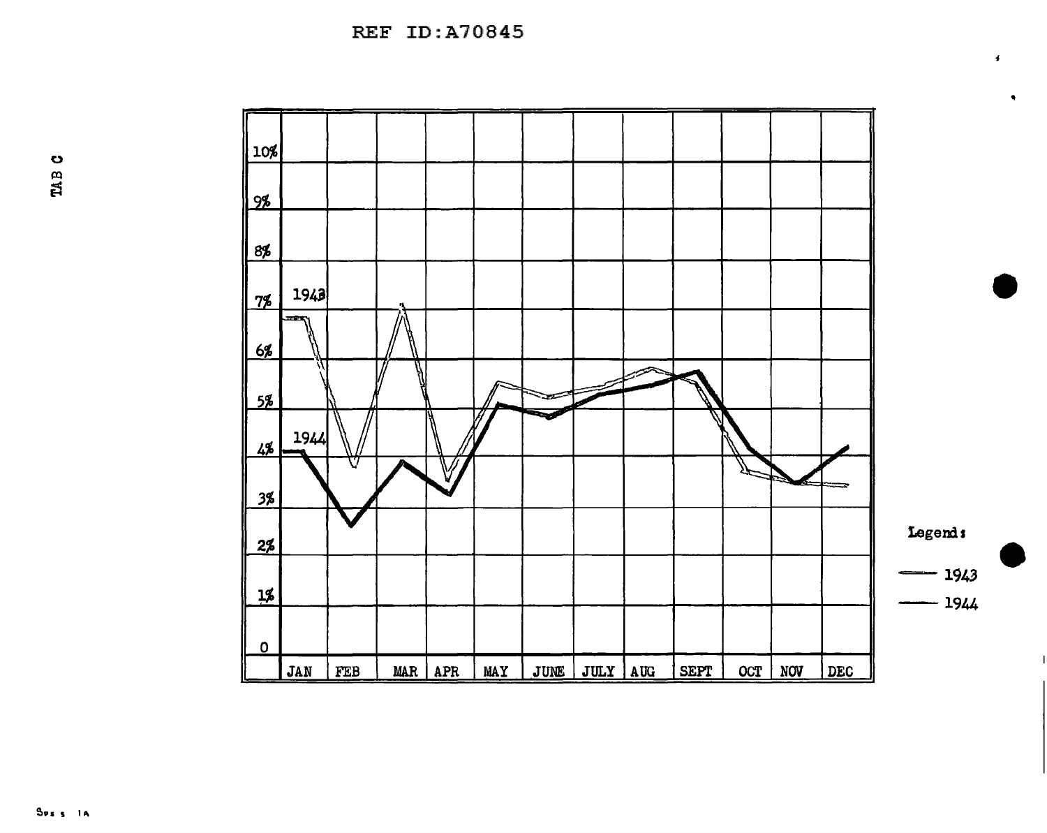REF ID:A70845

TAB C

| | JAN | FEB | MAR | APR | MAY | JUNE | JULY | AUG | SEPT | OCT | NOV | DEC |
|---|---|---|---|---|---|---|---|---|---|---|---|---|
| 10% | | | | | | | | | | | | |
| 9% | | | | | | | | | | | | |
| 8% | | | | | | | | | | | | |
| 7% | 1943 | | | | | | | | | | | |
| 6% | | | | | | | | | | | | |
| 5% | | | | | | | | | | | | |
| 4% | 1944 | | | | | | | | | | | |
| 3% | | | | | | | | | | | | |
| 2% | | | | | | | | | | | | |
| 1% | | | | | | | | | | | | |
| 0 | | | | | | | | | | | | |

Legend:

— 1943

— 1944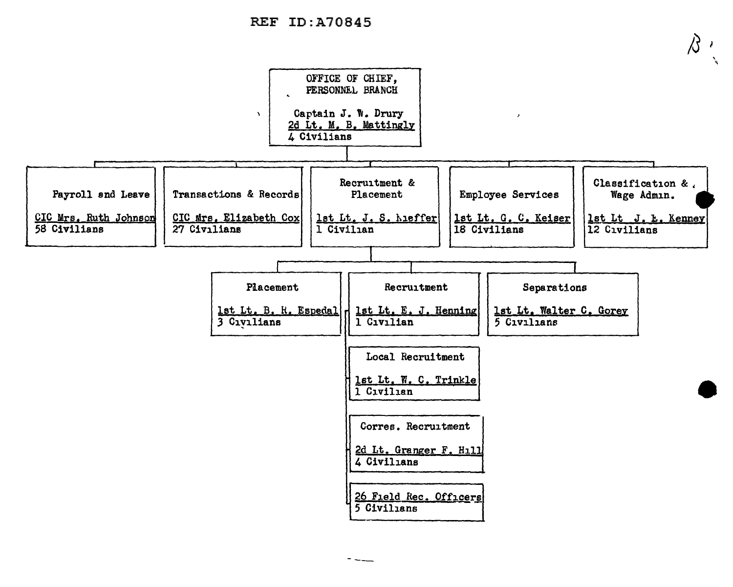REF ID:A70845

B

**OFFICE OF CHIEF, PERSONNEL BRANCH**

Captain J. W. Drury
2d Lt. M. B. Mattingly
4 Civilians

- **Payroll and Leave**
  CIC Mrs. Ruth Johnson
  58 Civilians

- **Transactions & Records**
  CIC Mrs. Elizabeth Cox
  27 Civilians

- **Recruitment & Placement**
  1st Lt. J. S. Kieffer
  1 Civilian

  - **Placement**
    1st Lt. B. R. Espedal
    3 Civilians

  - **Recruitment**
    1st Lt. E. J. Henning
    1 Civilian

    - **Local Recruitment**
      1st Lt. W. C. Trinkle
      1 Civilian

    - **Corres. Recruitment**
      2d Lt. Granger F. Hill
      4 Civilians

    - 26 Field Rec. Officers
      5 Civilians

  - **Separations**
    1st Lt. Walter C. Gorey
    5 Civilians

- **Employee Services**
  1st Lt. G. C. Keiser
  18 Civilians

- **Classification & Wage Admin.**
  1st Lt J. E. Kenney
  12 Civilians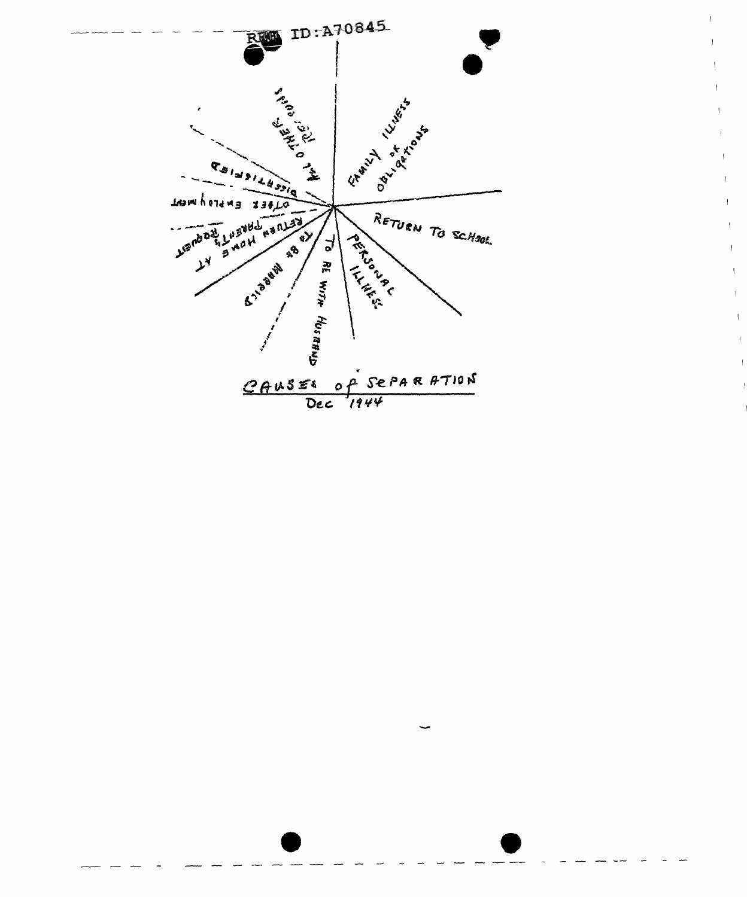FAMILY ILLNESS OR OBLIGATIONS

RETURN TO SCHOOL

PERSONAL ILLNESS

TO BE WITH HUSBAND

TO BE MARRIED

RETURN HOME AT PARENTS REQUEST

OTHER EMPLOYMENT

DISSATISFIED

ALL OTHER REASONS

CAUSES of SEPARATION

Dec 1944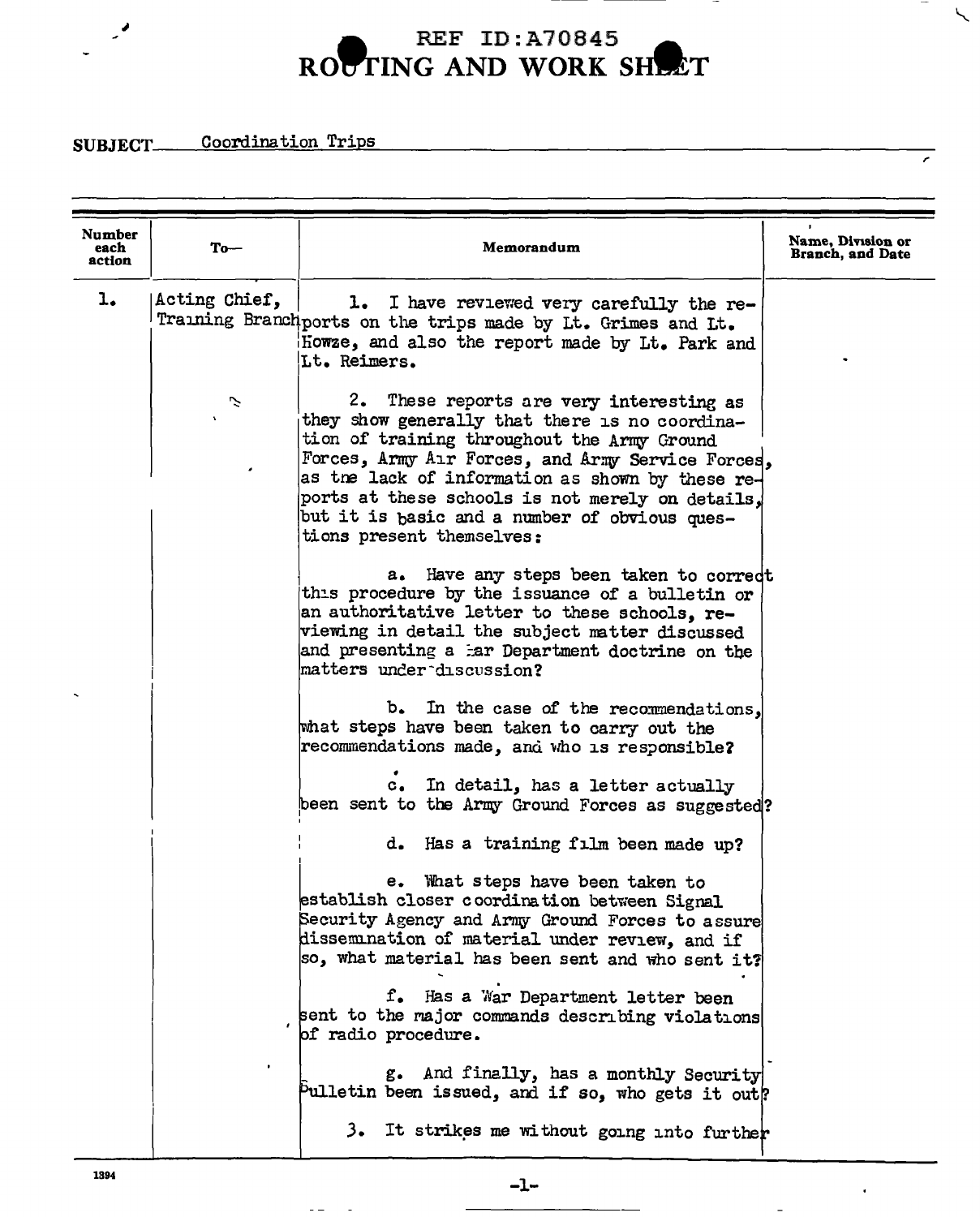REF ID:A70845

# ROUTING AND WORK SHEET

**SUBJECT** Coordination Trips

| Number each action | To— | Memorandum | Name, Division or Branch, and Date |
|---|---|---|---|
| 1. | Acting Chief, Training Branch | 1. I have reviewed very carefully the reports on the trips made by Lt. Grimes and Lt. Howze, and also the report made by Lt. Park and Lt. Reimers. | |

2. These reports are very interesting as they show generally that there is no coordination of training throughout the Army Ground Forces, Army Air Forces, and Army Service Forces, as the lack of information as shown by these reports at these schools is not merely on details, but it is basic and a number of obvious questions present themselves:

a. Have any steps been taken to correct this procedure by the issuance of a bulletin or an authoritative letter to these schools, reviewing in detail the subject matter discussed and presenting a War Department doctrine on the matters under discussion?

b. In the case of the recommendations, what steps have been taken to carry out the recommendations made, and who is responsible?

c. In detail, has a letter actually been sent to the Army Ground Forces as suggested?

d. Has a training film been made up?

e. What steps have been taken to establish closer coordination between Signal Security Agency and Army Ground Forces to assure dissemination of material under review, and if so, what material has been sent and who sent it?

f. Has a War Department letter been sent to the major commands describing violations of radio procedure.

g. And finally, has a monthly Security Bulletin been issued, and if so, who gets it out?

3. It strikes me without going into further

1394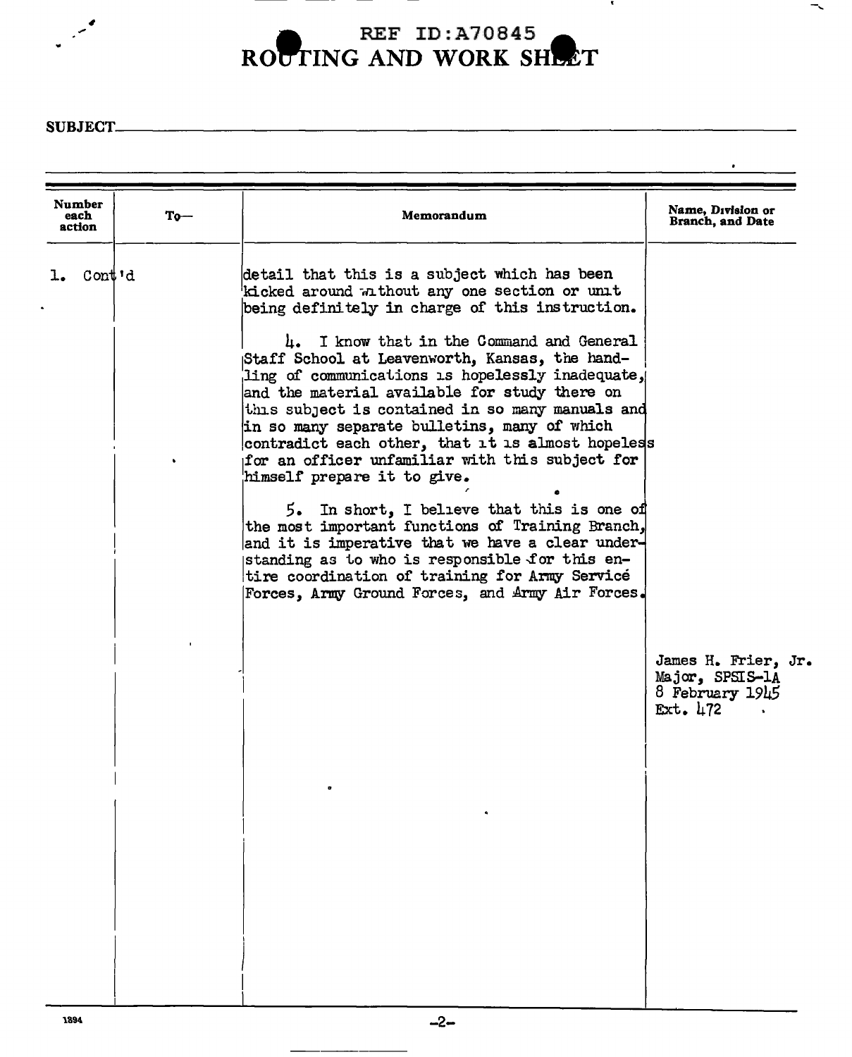REF ID:A70845

# ROUTING AND WORK SHEET

SUBJECT

| Number each action | To— | Memorandum | Name, Division or Branch, and Date |
|---|---|---|---|
| 1. Cont'd | | detail that this is a subject which has been kicked around without any one section or unit being definitely in charge of this instruction.<br><br>4. I know that in the Command and General Staff School at Leavenworth, Kansas, the handling of communications is hopelessly inadequate, and the material available for study there on this subject is contained in so many manuals and in so many separate bulletins, many of which contradict each other, that it is almost hopeless for an officer unfamiliar with this subject for himself prepare it to give.<br><br>5. In short, I believe that this is one of the most important functions of Training Branch, and it is imperative that we have a clear understanding as to who is responsible for this entire coordination of training for Army Service Forces, Army Ground Forces, and Army Air Forces. | James H. Frier, Jr.<br>Major, SPSIS-1A<br>8 February 1945<br>Ext. 472 |

1894